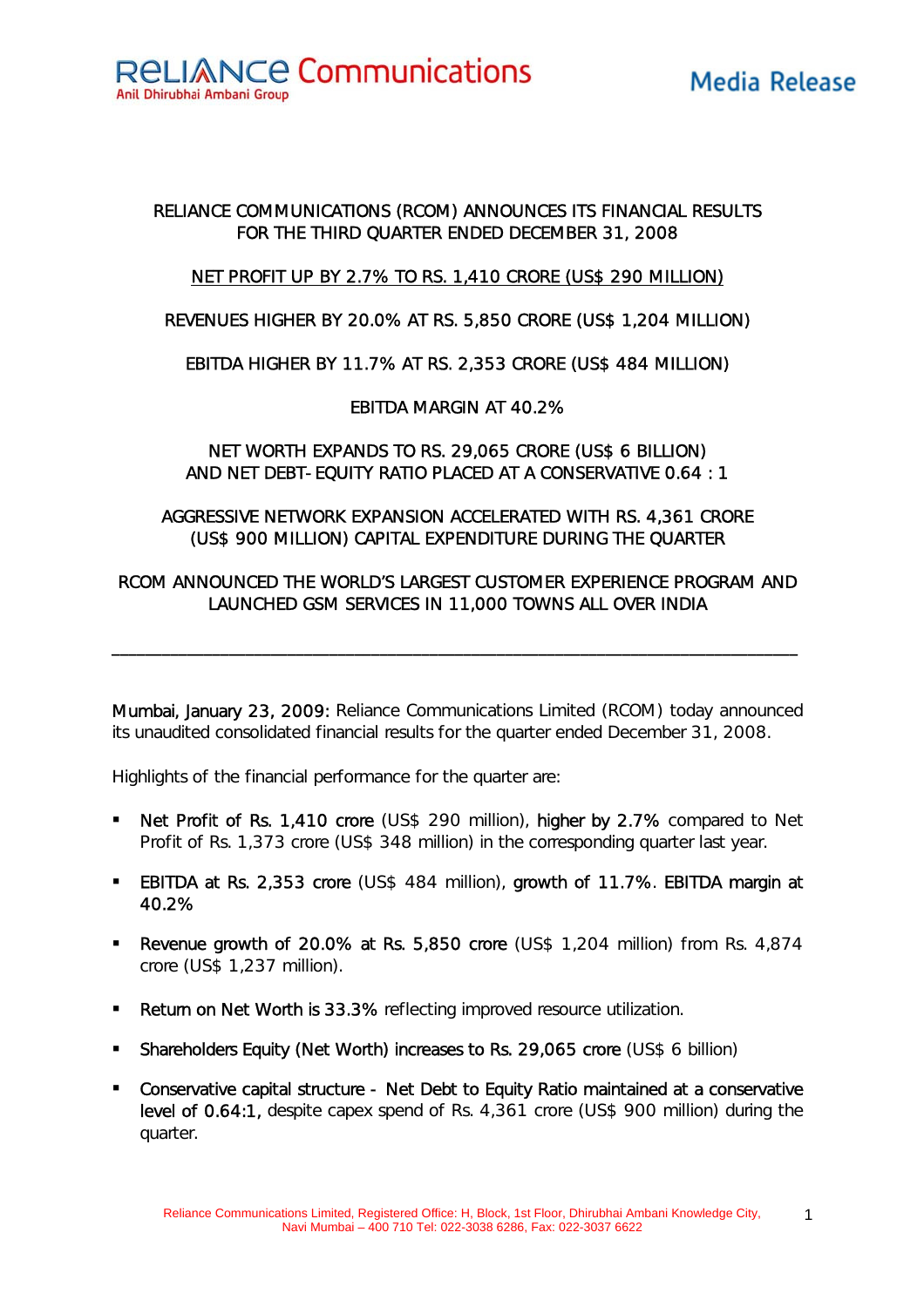Reliance Communications
Anil Dhirubhai Ambani Group

**Media Release**

# RELIANCE COMMUNICATIONS (RCOM) ANNOUNCES ITS FINANCIAL RESULTS FOR THE THIRD QUARTER ENDED DECEMBER 31, 2008

NET PROFIT UP BY 2.7% TO RS. 1,410 CRORE (US$ 290 MILLION)

REVENUES HIGHER BY 20.0% AT RS. 5,850 CRORE (US$ 1,204 MILLION)

EBITDA HIGHER BY 11.7% AT RS. 2,353 CRORE (US$ 484 MILLION)

EBITDA MARGIN AT 40.2%

NET WORTH EXPANDS TO RS. 29,065 CRORE (US$ 6 BILLION) AND NET DEBT- EQUITY RATIO PLACED AT A CONSERVATIVE 0.64 : 1

AGGRESSIVE NETWORK EXPANSION ACCELERATED WITH RS. 4,361 CRORE (US$ 900 MILLION) CAPITAL EXPENDITURE DURING THE QUARTER

RCOM ANNOUNCED THE WORLD'S LARGEST CUSTOMER EXPERIENCE PROGRAM AND LAUNCHED GSM SERVICES IN 11,000 TOWNS ALL OVER INDIA

---

**Mumbai, January 23, 2009:** Reliance Communications Limited (RCOM) today announced its unaudited consolidated financial results for the quarter ended December 31, 2008.

Highlights of the financial performance for the quarter are:

- **Net Profit of Rs. 1,410 crore** (US$ 290 million), **higher by 2.7%** compared to Net Profit of Rs. 1,373 crore (US$ 348 million) in the corresponding quarter last year.
- **EBITDA at Rs. 2,353 crore** (US$ 484 million), **growth of 11.7%**. **EBITDA margin at 40.2%**
- **Revenue growth of 20.0% at Rs. 5,850 crore** (US$ 1,204 million) from Rs. 4,874 crore (US$ 1,237 million).
- **Return on Net Worth is 33.3%** reflecting improved resource utilization.
- **Shareholders Equity (Net Worth) increases to Rs. 29,065 crore** (US$ 6 billion)
- **Conservative capital structure - Net Debt to Equity Ratio maintained at a conservative level of 0.64:1,** despite capex spend of Rs. 4,361 crore (US$ 900 million) during the quarter.

Reliance Communications Limited, Registered Office: H, Block, 1st Floor, Dhirubhai Ambani Knowledge City, Navi Mumbai – 400 710 Tel: 022-3038 6286, Fax: 022-3037 6622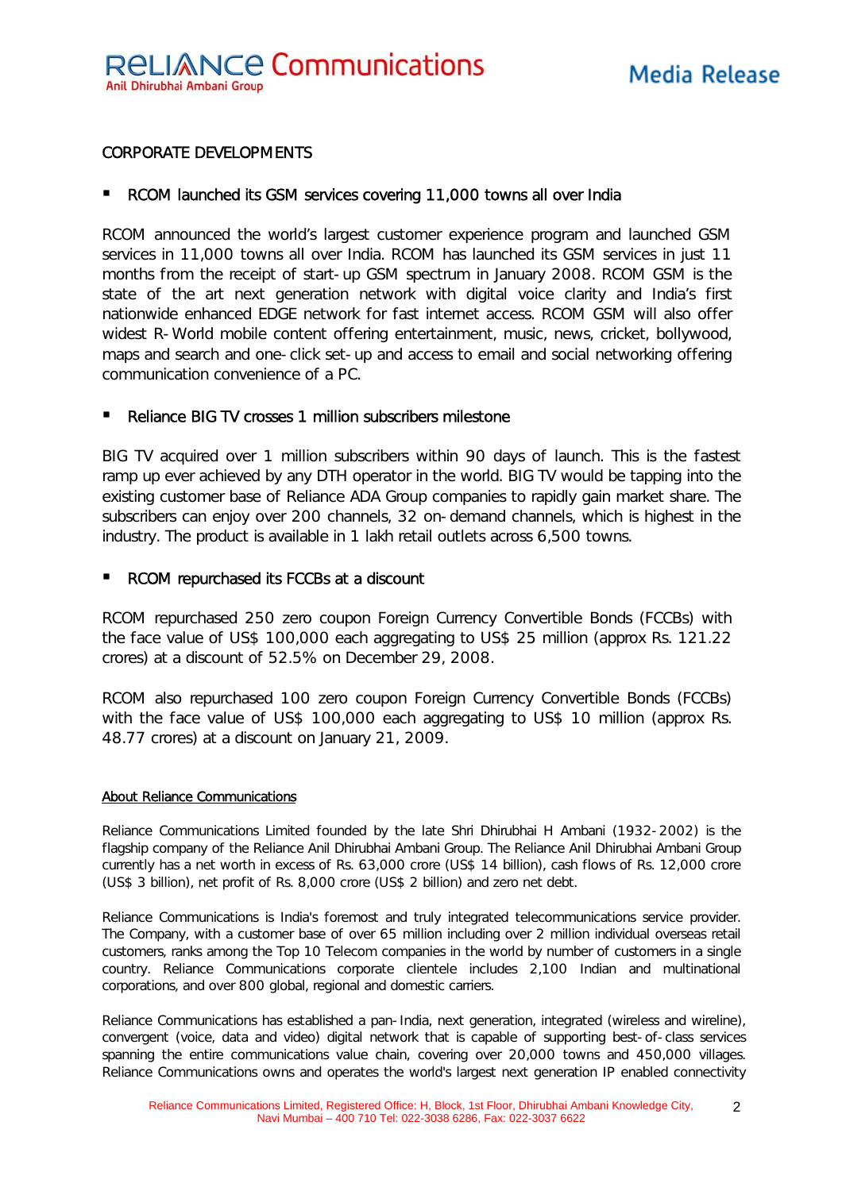CORPORATE DEVELOPMENTS

- **RCOM launched its GSM services covering 11,000 towns all over India**

RCOM announced the world's largest customer experience program and launched GSM services in 11,000 towns all over India. RCOM has launched its GSM services in just 11 months from the receipt of start-up GSM spectrum in January 2008. RCOM GSM is the state of the art next generation network with digital voice clarity and India's first nationwide enhanced EDGE network for fast internet access. RCOM GSM will also offer widest R-World mobile content offering entertainment, music, news, cricket, bollywood, maps and search and one-click set-up and access to email and social networking offering communication convenience of a PC.

- **Reliance BIG TV crosses 1 million subscribers milestone**

BIG TV acquired over 1 million subscribers within 90 days of launch. This is the fastest ramp up ever achieved by any DTH operator in the world. BIG TV would be tapping into the existing customer base of Reliance ADA Group companies to rapidly gain market share. The subscribers can enjoy over 200 channels, 32 on-demand channels, which is highest in the industry. The product is available in 1 lakh retail outlets across 6,500 towns.

- **RCOM repurchased its FCCBs at a discount**

RCOM repurchased 250 zero coupon Foreign Currency Convertible Bonds (FCCBs) with the face value of US$ 100,000 each aggregating to US$ 25 million (approx Rs. 121.22 crores) at a discount of 52.5% on December 29, 2008.

RCOM also repurchased 100 zero coupon Foreign Currency Convertible Bonds (FCCBs) with the face value of US$ 100,000 each aggregating to US$ 10 million (approx Rs. 48.77 crores) at a discount on January 21, 2009.

## About Reliance Communications

Reliance Communications Limited founded by the late Shri Dhirubhai H Ambani (1932-2002) is the flagship company of the Reliance Anil Dhirubhai Ambani Group. The Reliance Anil Dhirubhai Ambani Group currently has a net worth in excess of Rs. 63,000 crore (US$ 14 billion), cash flows of Rs. 12,000 crore (US$ 3 billion), net profit of Rs. 8,000 crore (US$ 2 billion) and zero net debt.

Reliance Communications is India's foremost and truly integrated telecommunications service provider. The Company, with a customer base of over 65 million including over 2 million individual overseas retail customers, ranks among the Top 10 Telecom companies in the world by number of customers in a single country. Reliance Communications corporate clientele includes 2,100 Indian and multinational corporations, and over 800 global, regional and domestic carriers.

Reliance Communications has established a pan-India, next generation, integrated (wireless and wireline), convergent (voice, data and video) digital network that is capable of supporting best-of-class services spanning the entire communications value chain, covering over 20,000 towns and 450,000 villages. Reliance Communications owns and operates the world's largest next generation IP enabled connectivity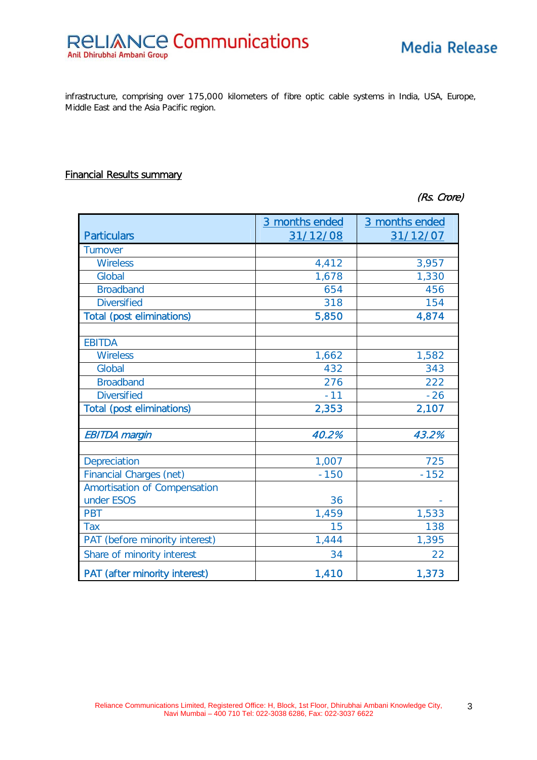infrastructure, comprising over 175,000 kilometers of fibre optic cable systems in India, USA, Europe, Middle East and the Asia Pacific region.

## Financial Results summary

*(Rs. Crore)*

| Particulars | 3 months ended 31/12/08 | 3 months ended 31/12/07 |
|---|---|---|
| Turnover | | |
| Wireless | 4,412 | 3,957 |
| Global | 1,678 | 1,330 |
| Broadband | 654 | 456 |
| Diversified | 318 | 154 |
| Total (post eliminations) | 5,850 | 4,874 |
| | | |
| EBITDA | | |
| Wireless | 1,662 | 1,582 |
| Global | 432 | 343 |
| Broadband | 276 | 222 |
| Diversified | -11 | -26 |
| Total (post eliminations) | 2,353 | 2,107 |
| | | |
| *EBITDA margin* | *40.2%* | *43.2%* |
| | | |
| Depreciation | 1,007 | 725 |
| Financial Charges (net) | -150 | -152 |
| Amortisation of Compensation under ESOS | 36 | - |
| PBT | 1,459 | 1,533 |
| Tax | 15 | 138 |
| PAT (before minority interest) | 1,444 | 1,395 |
| Share of minority interest | 34 | 22 |
| PAT (after minority interest) | 1,410 | 1,373 |